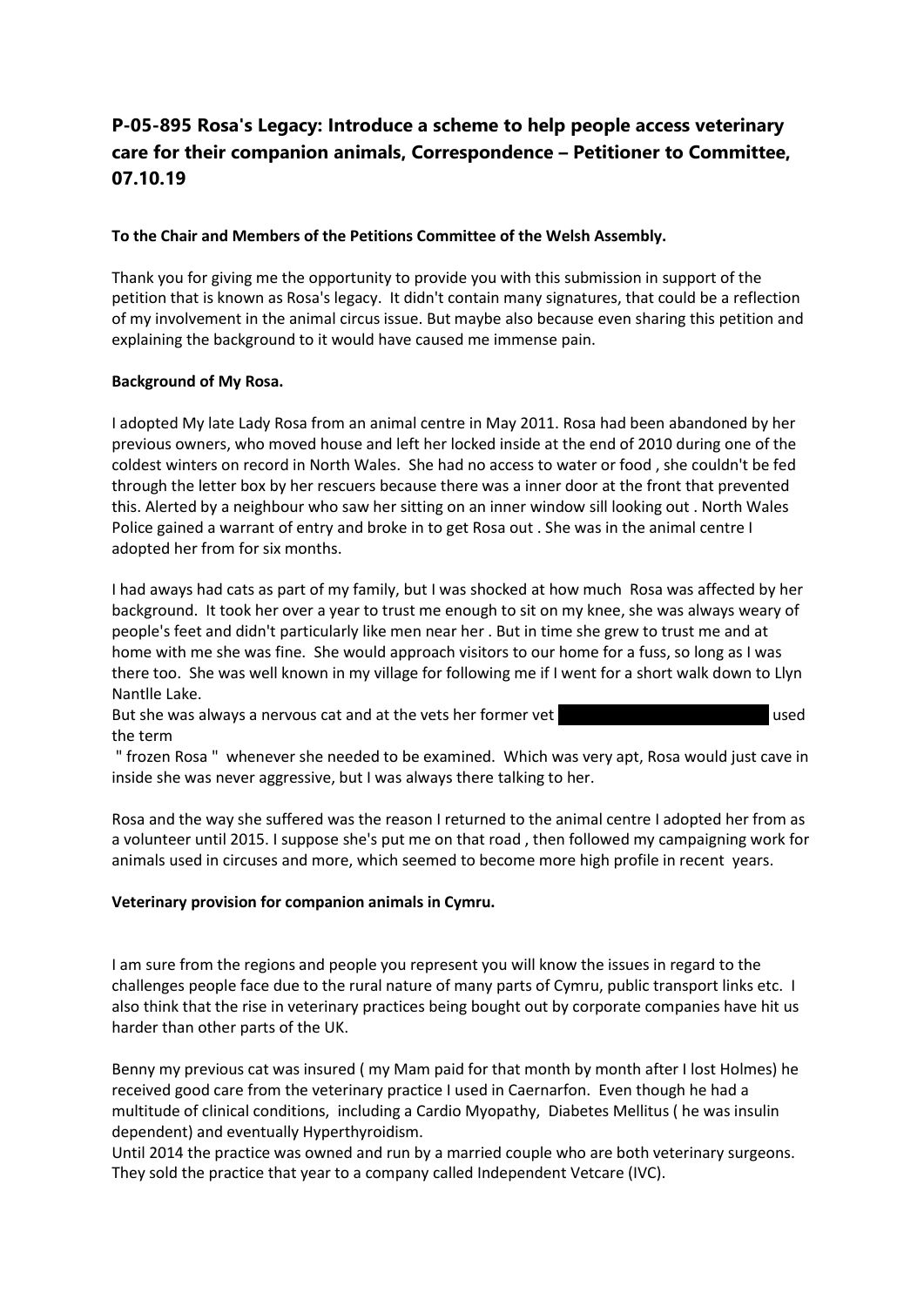# P-05-895 Rosa's Legacy: Introduce a scheme to help people access veterinary care for their companion animals, Correspondence – Petitioner to Committee, 07.10.19

**To the Chair and Members of the Petitions Committee of the Welsh Assembly.**

Thank you for giving me the opportunity to provide you with this submission in support of the petition that is known as Rosa's legacy. It didn't contain many signatures, that could be a reflection of my involvement in the animal circus issue. But maybe also because even sharing this petition and explaining the background to it would have caused me immense pain.

**Background of My Rosa.**

I adopted My late Lady Rosa from an animal centre in May 2011. Rosa had been abandoned by her previous owners, who moved house and left her locked inside at the end of 2010 during one of the coldest winters on record in North Wales. She had no access to water or food , she couldn't be fed through the letter box by her rescuers because there was a inner door at the front that prevented this. Alerted by a neighbour who saw her sitting on an inner window sill looking out . North Wales Police gained a warrant of entry and broke in to get Rosa out . She was in the animal centre I adopted her from for six months.

I had aways had cats as part of my family, but I was shocked at how much Rosa was affected by her background. It took her over a year to trust me enough to sit on my knee, she was always weary of people's feet and didn't particularly like men near her . But in time she grew to trust me and at home with me she was fine. She would approach visitors to our home for a fuss, so long as I was there too. She was well known in my village for following me if I went for a short walk down to Llyn Nantlle Lake.

But she was always a nervous cat and at the vets her former vet [REDACTED] used the term

" frozen Rosa " whenever she needed to be examined. Which was very apt, Rosa would just cave in inside she was never aggressive, but I was always there talking to her.

Rosa and the way she suffered was the reason I returned to the animal centre I adopted her from as a volunteer until 2015. I suppose she's put me on that road , then followed my campaigning work for animals used in circuses and more, which seemed to become more high profile in recent years.

**Veterinary provision for companion animals in Cymru.**

I am sure from the regions and people you represent you will know the issues in regard to the challenges people face due to the rural nature of many parts of Cymru, public transport links etc. I also think that the rise in veterinary practices being bought out by corporate companies have hit us harder than other parts of the UK.

Benny my previous cat was insured ( my Mam paid for that month by month after I lost Holmes) he received good care from the veterinary practice I used in Caernarfon. Even though he had a multitude of clinical conditions, including a Cardio Myopathy, Diabetes Mellitus ( he was insulin dependent) and eventually Hyperthyroidism.

Until 2014 the practice was owned and run by a married couple who are both veterinary surgeons. They sold the practice that year to a company called Independent Vetcare (IVC).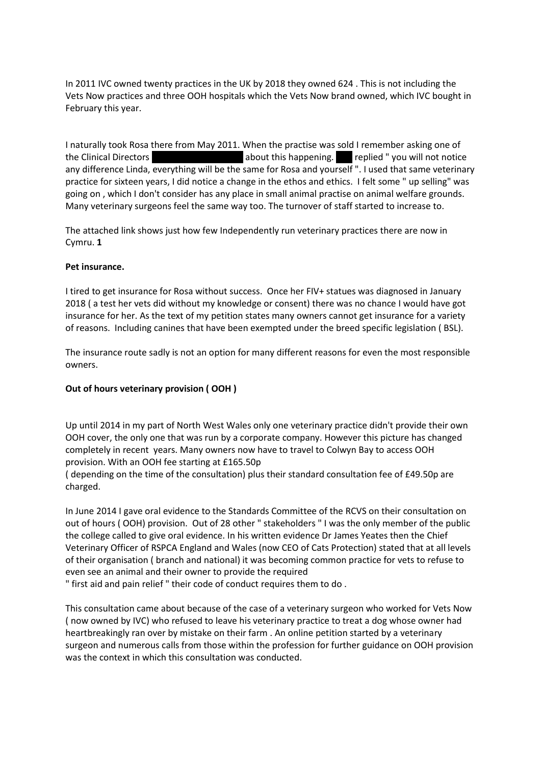In 2011 IVC owned twenty practices in the UK by 2018 they owned 624 . This is not including the Vets Now practices and three OOH hospitals which the Vets Now brand owned, which IVC bought in February this year.

I naturally took Rosa there from May 2011. When the practise was sold I remember asking one of the Clinical Directors about this happening. replied " you will not notice any difference Linda, everything will be the same for Rosa and yourself ". I used that same veterinary practice for sixteen years, I did notice a change in the ethos and ethics. I felt some " up selling" was going on , which I don't consider has any place in small animal practise on animal welfare grounds. Many veterinary surgeons feel the same way too. The turnover of staff started to increase to.

The attached link shows just how few Independently run veterinary practices there are now in Cymru. **1**

**Pet insurance.**

I tired to get insurance for Rosa without success. Once her FIV+ statues was diagnosed in January 2018 ( a test her vets did without my knowledge or consent) there was no chance I would have got insurance for her. As the text of my petition states many owners cannot get insurance for a variety of reasons. Including canines that have been exempted under the breed specific legislation ( BSL).

The insurance route sadly is not an option for many different reasons for even the most responsible owners.

**Out of hours veterinary provision ( OOH )**

Up until 2014 in my part of North West Wales only one veterinary practice didn't provide their own OOH cover, the only one that was run by a corporate company. However this picture has changed completely in recent years. Many owners now have to travel to Colwyn Bay to access OOH provision. With an OOH fee starting at £165.50p
( depending on the time of the consultation) plus their standard consultation fee of £49.50p are charged.

In June 2014 I gave oral evidence to the Standards Committee of the RCVS on their consultation on out of hours ( OOH) provision. Out of 28 other " stakeholders " I was the only member of the public the college called to give oral evidence. In his written evidence Dr James Yeates then the Chief Veterinary Officer of RSPCA England and Wales (now CEO of Cats Protection) stated that at all levels of their organisation ( branch and national) it was becoming common practice for vets to refuse to even see an animal and their owner to provide the required
" first aid and pain relief " their code of conduct requires them to do .

This consultation came about because of the case of a veterinary surgeon who worked for Vets Now ( now owned by IVC) who refused to leave his veterinary practice to treat a dog whose owner had heartbreakingly ran over by mistake on their farm . An online petition started by a veterinary surgeon and numerous calls from those within the profession for further guidance on OOH provision was the context in which this consultation was conducted.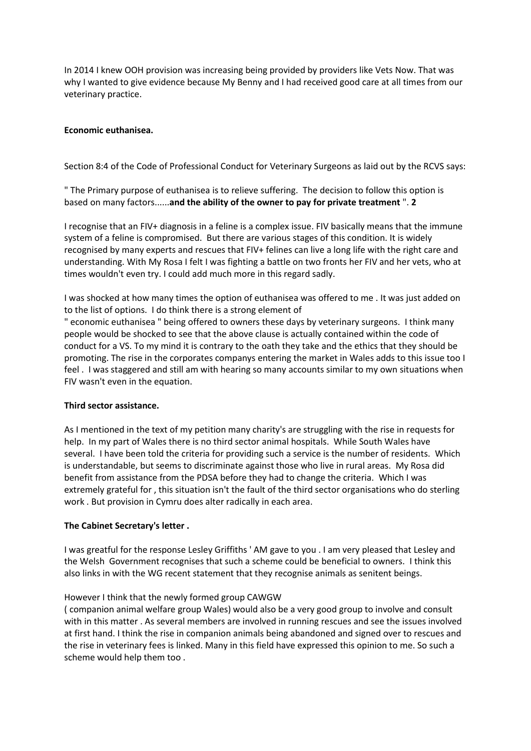In 2014 I knew OOH provision was increasing being provided by providers like Vets Now. That was why I wanted to give evidence because My Benny and I had received good care at all times from our veterinary practice.

**Economic euthanisea.**

Section 8:4 of the Code of Professional Conduct for Veterinary Surgeons as laid out by the RCVS says:

" The Primary purpose of euthanisea is to relieve suffering. The decision to follow this option is based on many factors......**and the ability of the owner to pay for private treatment** ". **2**

I recognise that an FIV+ diagnosis in a feline is a complex issue. FIV basically means that the immune system of a feline is compromised. But there are various stages of this condition. It is widely recognised by many experts and rescues that FIV+ felines can live a long life with the right care and understanding. With My Rosa I felt I was fighting a battle on two fronts her FIV and her vets, who at times wouldn't even try. I could add much more in this regard sadly.

I was shocked at how many times the option of euthanisea was offered to me . It was just added on to the list of options. I do think there is a strong element of
" economic euthanisea " being offered to owners these days by veterinary surgeons. I think many people would be shocked to see that the above clause is actually contained within the code of conduct for a VS. To my mind it is contrary to the oath they take and the ethics that they should be promoting. The rise in the corporates companys entering the market in Wales adds to this issue too I feel . I was staggered and still am with hearing so many accounts similar to my own situations when FIV wasn't even in the equation.

**Third sector assistance.**

As I mentioned in the text of my petition many charity's are struggling with the rise in requests for help. In my part of Wales there is no third sector animal hospitals. While South Wales have several. I have been told the criteria for providing such a service is the number of residents. Which is understandable, but seems to discriminate against those who live in rural areas. My Rosa did benefit from assistance from the PDSA before they had to change the criteria. Which I was extremely grateful for , this situation isn't the fault of the third sector organisations who do sterling work . But provision in Cymru does alter radically in each area.

**The Cabinet Secretary's letter .**

I was greatful for the response Lesley Griffiths ' AM gave to you . I am very pleased that Lesley and the Welsh Government recognises that such a scheme could be beneficial to owners. I think this also links in with the WG recent statement that they recognise animals as senitent beings.

However I think that the newly formed group CAWGW
( companion animal welfare group Wales) would also be a very good group to involve and consult with in this matter . As several members are involved in running rescues and see the issues involved at first hand. I think the rise in companion animals being abandoned and signed over to rescues and the rise in veterinary fees is linked. Many in this field have expressed this opinion to me. So such a scheme would help them too .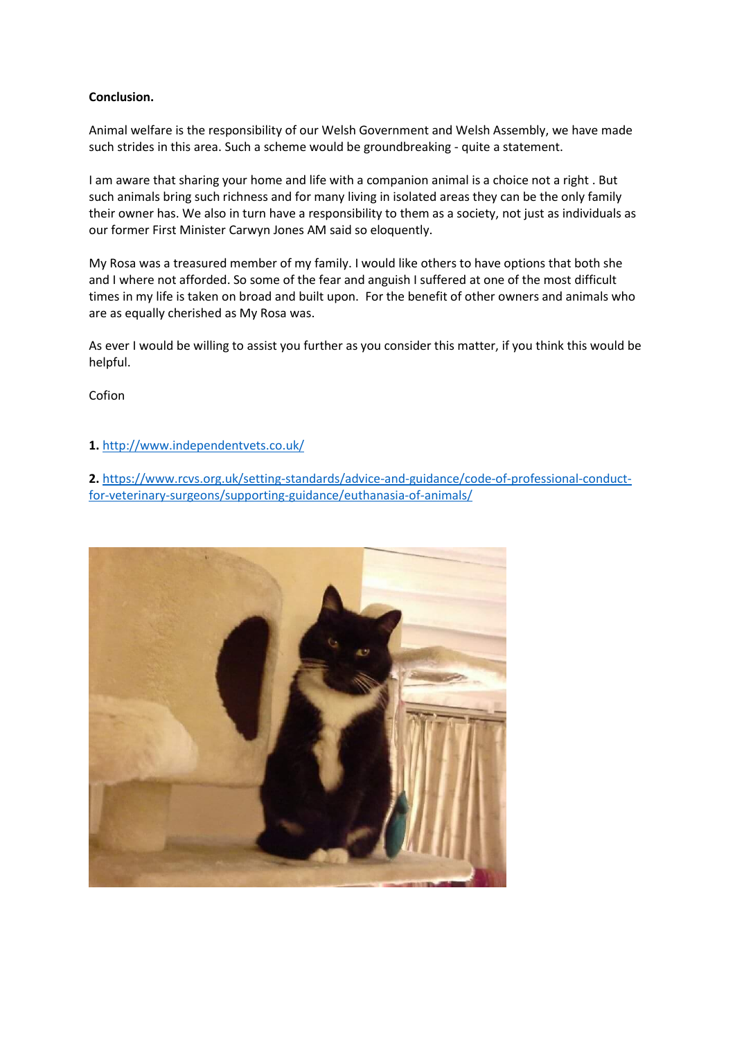**Conclusion.**

Animal welfare is the responsibility of our Welsh Government and Welsh Assembly, we have made such strides in this area. Such a scheme would be groundbreaking - quite a statement.

I am aware that sharing your home and life with a companion animal is a choice not a right . But such animals bring such richness and for many living in isolated areas they can be the only family their owner has. We also in turn have a responsibility to them as a society, not just as individuals as our former First Minister Carwyn Jones AM said so eloquently.

My Rosa was a treasured member of my family. I would like others to have options that both she and I where not afforded. So some of the fear and anguish I suffered at one of the most difficult times in my life is taken on broad and built upon. For the benefit of other owners and animals who are as equally cherished as My Rosa was.

As ever I would be willing to assist you further as you consider this matter, if you think this would be helpful.

Cofion

**1.** http://www.independentvets.co.uk/

**2.** https://www.rcvs.org.uk/setting-standards/advice-and-guidance/code-of-professional-conduct-for-veterinary-surgeons/supporting-guidance/euthanasia-of-animals/